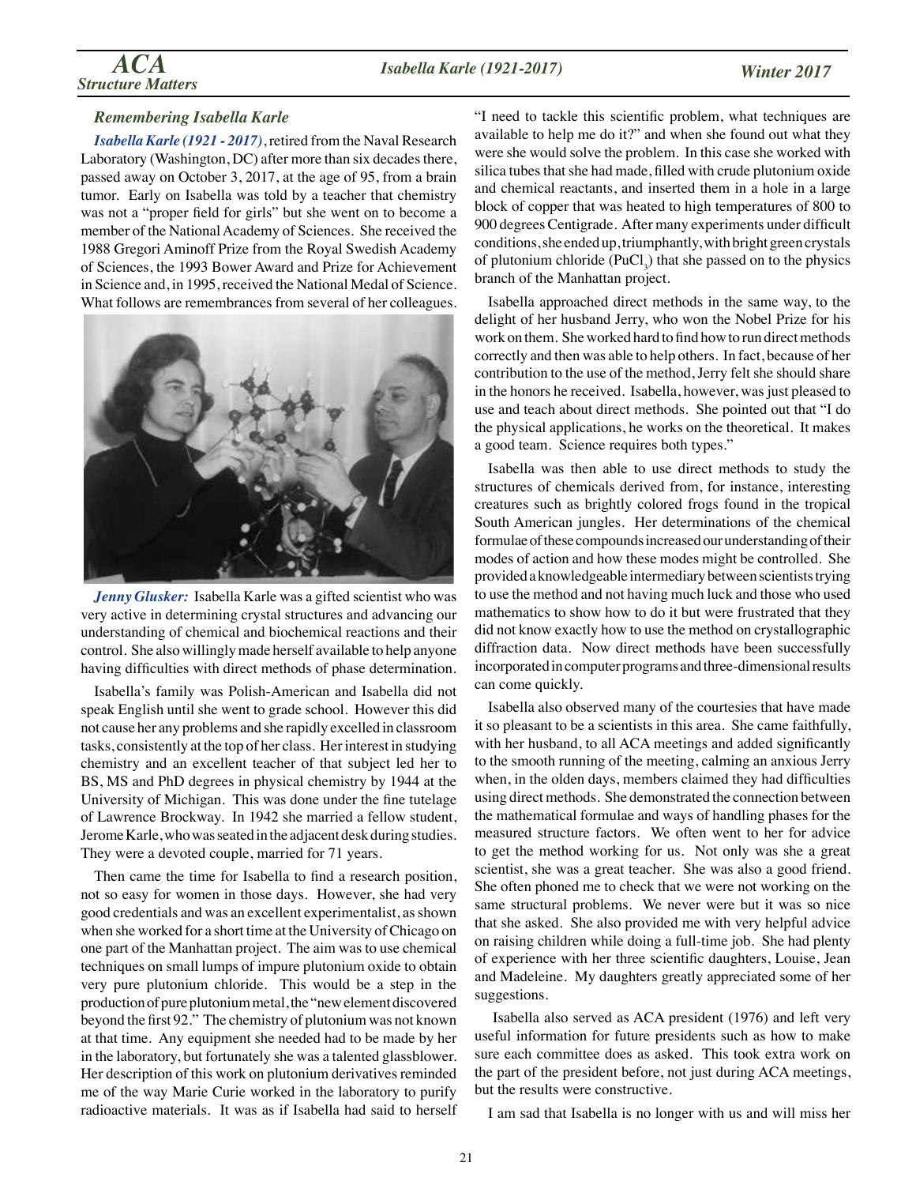### *Remembering Isabella Karle*

***Isabella Karle (1921 - 2017)***, retired from the Naval Research Laboratory (Washington, DC) after more than six decades there, passed away on October 3, 2017, at the age of 95, from a brain tumor. Early on Isabella was told by a teacher that chemistry was not a "proper field for girls" but she went on to become a member of the National Academy of Sciences. She received the 1988 Gregori Aminoff Prize from the Royal Swedish Academy of Sciences, the 1993 Bower Award and Prize for Achievement in Science and, in 1995, received the National Medal of Science. What follows are remembrances from several of her colleagues.

***Jenny Glusker:*** Isabella Karle was a gifted scientist who was very active in determining crystal structures and advancing our understanding of chemical and biochemical reactions and their control. She also willingly made herself available to help anyone having difficulties with direct methods of phase determination.

Isabella's family was Polish-American and Isabella did not speak English until she went to grade school. However this did not cause her any problems and she rapidly excelled in classroom tasks, consistently at the top of her class. Her interest in studying chemistry and an excellent teacher of that subject led her to BS, MS and PhD degrees in physical chemistry by 1944 at the University of Michigan. This was done under the fine tutelage of Lawrence Brockway. In 1942 she married a fellow student, Jerome Karle, who was seated in the adjacent desk during studies. They were a devoted couple, married for 71 years.

Then came the time for Isabella to find a research position, not so easy for women in those days. However, she had very good credentials and was an excellent experimentalist, as shown when she worked for a short time at the University of Chicago on one part of the Manhattan project. The aim was to use chemical techniques on small lumps of impure plutonium oxide to obtain very pure plutonium chloride. This would be a step in the production of pure plutonium metal, the "new element discovered beyond the first 92." The chemistry of plutonium was not known at that time. Any equipment she needed had to be made by her in the laboratory, but fortunately she was a talented glassblower. Her description of this work on plutonium derivatives reminded me of the way Marie Curie worked in the laboratory to purify radioactive materials. It was as if Isabella had said to herself "I need to tackle this scientific problem, what techniques are available to help me do it?" and when she found out what they were she would solve the problem. In this case she worked with silica tubes that she had made, filled with crude plutonium oxide and chemical reactants, and inserted them in a hole in a large block of copper that was heated to high temperatures of 800 to 900 degrees Centigrade. After many experiments under difficult conditions, she ended up, triumphantly, with bright green crystals of plutonium chloride ($PuCl_3$) that she passed on to the physics branch of the Manhattan project.

Isabella approached direct methods in the same way, to the delight of her husband Jerry, who won the Nobel Prize for his work on them. She worked hard to find how to run direct methods correctly and then was able to help others. In fact, because of her contribution to the use of the method, Jerry felt she should share in the honors he received. Isabella, however, was just pleased to use and teach about direct methods. She pointed out that "I do the physical applications, he works on the theoretical. It makes a good team. Science requires both types."

Isabella was then able to use direct methods to study the structures of chemicals derived from, for instance, interesting creatures such as brightly colored frogs found in the tropical South American jungles. Her determinations of the chemical formulae of these compounds increased our understanding of their modes of action and how these modes might be controlled. She provided a knowledgeable intermediary between scientists trying to use the method and not having much luck and those who used mathematics to show how to do it but were frustrated that they did not know exactly how to use the method on crystallographic diffraction data. Now direct methods have been successfully incorporated in computer programs and three-dimensional results can come quickly.

Isabella also observed many of the courtesies that have made it so pleasant to be a scientists in this area. She came faithfully, with her husband, to all ACA meetings and added significantly to the smooth running of the meeting, calming an anxious Jerry when, in the olden days, members claimed they had difficulties using direct methods. She demonstrated the connection between the mathematical formulae and ways of handling phases for the measured structure factors. We often went to her for advice to get the method working for us. Not only was she a great scientist, she was a great teacher. She was also a good friend. She often phoned me to check that we were not working on the same structural problems. We never were but it was so nice that she asked. She also provided me with very helpful advice on raising children while doing a full-time job. She had plenty of experience with her three scientific daughters, Louise, Jean and Madeleine. My daughters greatly appreciated some of her suggestions.

Isabella also served as ACA president (1976) and left very useful information for future presidents such as how to make sure each committee does as asked. This took extra work on the part of the president before, not just during ACA meetings, but the results were constructive.

I am sad that Isabella is no longer with us and will miss her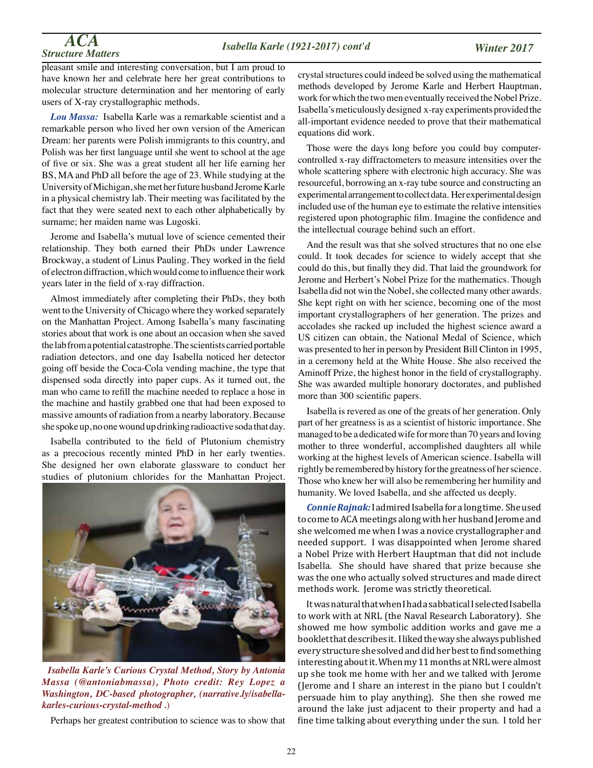pleasant smile and interesting conversation, but I am proud to have known her and celebrate here her great contributions to molecular structure determination and her mentoring of early users of X-ray crystallographic methods.

***Lou Massa:*** Isabella Karle was a remarkable scientist and a remarkable person who lived her own version of the American Dream: her parents were Polish immigrants to this country, and Polish was her first language until she went to school at the age of five or six. She was a great student all her life earning her BS, MA and PhD all before the age of 23. While studying at the University of Michigan, she met her future husband Jerome Karle in a physical chemistry lab. Their meeting was facilitated by the fact that they were seated next to each other alphabetically by surname; her maiden name was Lugoski.

Jerome and Isabella's mutual love of science cemented their relationship. They both earned their PhDs under Lawrence Brockway, a student of Linus Pauling. They worked in the field of electron diffraction, which would come to influence their work years later in the field of x-ray diffraction.

Almost immediately after completing their PhDs, they both went to the University of Chicago where they worked separately on the Manhattan Project. Among Isabella's many fascinating stories about that work is one about an occasion when she saved the lab from a potential catastrophe. The scientists carried portable radiation detectors, and one day Isabella noticed her detector going off beside the Coca-Cola vending machine, the type that dispensed soda directly into paper cups. As it turned out, the man who came to refill the machine needed to replace a hose in the machine and hastily grabbed one that had been exposed to massive amounts of radiation from a nearby laboratory. Because she spoke up, no one wound up drinking radioactive soda that day.

Isabella contributed to the field of Plutonium chemistry as a precocious recently minted PhD in her early twenties. She designed her own elaborate glassware to conduct her studies of plutonium chlorides for the Manhattan Project.

*Isabella Karle's Curious Crystal Method, Story by Antonia Massa (@antoniabmassa), Photo credit: Rey Lopez a Washington, DC-based photographer, (narrative.ly/isabella-karles-curious-crystal-method .)*

Perhaps her greatest contribution to science was to show that crystal structures could indeed be solved using the mathematical methods developed by Jerome Karle and Herbert Hauptman, work for which the two men eventually received the Nobel Prize. Isabella's meticulously designed x-ray experiments provided the all-important evidence needed to prove that their mathematical equations did work.

Those were the days long before you could buy computer-controlled x-ray diffractometers to measure intensities over the whole scattering sphere with electronic high accuracy. She was resourceful, borrowing an x-ray tube source and constructing an experimental arrangement to collect data. Her experimental design included use of the human eye to estimate the relative intensities registered upon photographic film. Imagine the confidence and the intellectual courage behind such an effort.

And the result was that she solved structures that no one else could. It took decades for science to widely accept that she could do this, but finally they did. That laid the groundwork for Jerome and Herbert's Nobel Prize for the mathematics. Though Isabella did not win the Nobel, she collected many other awards. She kept right on with her science, becoming one of the most important crystallographers of her generation. The prizes and accolades she racked up included the highest science award a US citizen can obtain, the National Medal of Science, which was presented to her in person by President Bill Clinton in 1995, in a ceremony held at the White House. She also received the Aminoff Prize, the highest honor in the field of crystallography. She was awarded multiple honorary doctorates, and published more than 300 scientific papers.

Isabella is revered as one of the greats of her generation. Only part of her greatness is as a scientist of historic importance. She managed to be a dedicated wife for more than 70 years and loving mother to three wonderful, accomplished daughters all while working at the highest levels of American science. Isabella will rightly be remembered by history for the greatness of her science. Those who knew her will also be remembering her humility and humanity. We loved Isabella, and she affected us deeply.

***Connie Rajnak:*** I admired Isabella for a long time. She used to come to ACA meetings along with her husband Jerome and she welcomed me when I was a novice crystallographer and needed support. I was disappointed when Jerome shared a Nobel Prize with Herbert Hauptman that did not include Isabella. She should have shared that prize because she was the one who actually solved structures and made direct methods work. Jerome was strictly theoretical.

It was natural that when I had a sabbatical I selected Isabella to work with at NRL (the Naval Research Laboratory). She showed me how symbolic addition works and gave me a booklet that describes it. I liked the way she always published every structure she solved and did her best to find something interesting about it. When my 11 months at NRL were almost up she took me home with her and we talked with Jerome (Jerome and I share an interest in the piano but I couldn't persuade him to play anything). She then she rowed me around the lake just adjacent to their property and had a fine time talking about everything under the sun. I told her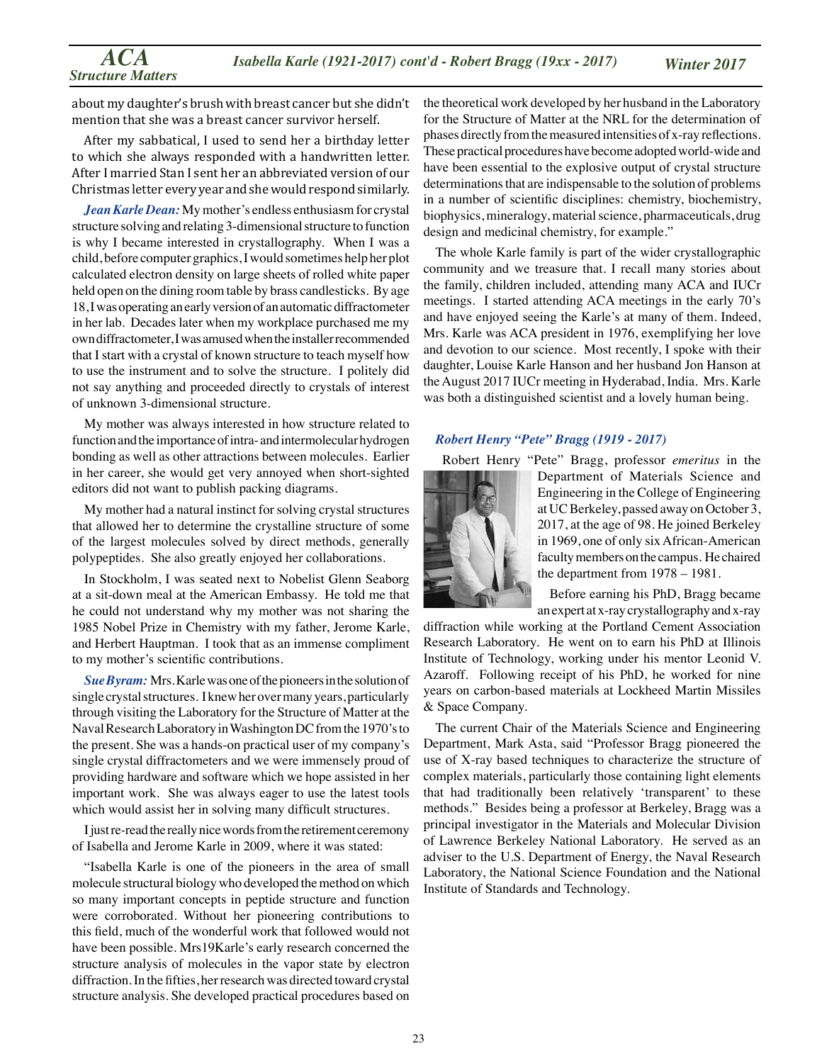about my daughter's brush with breast cancer but she didn't mention that she was a breast cancer survivor herself.

After my sabbatical, I used to send her a birthday letter to which she always responded with a handwritten letter. After I married Stan I sent her an abbreviated version of our Christmas letter every year and she would respond similarly.

***Jean Karle Dean:*** My mother's endless enthusiasm for crystal structure solving and relating 3-dimensional structure to function is why I became interested in crystallography. When I was a child, before computer graphics, I would sometimes help her plot calculated electron density on large sheets of rolled white paper held open on the dining room table by brass candlesticks. By age 18, I was operating an early version of an automatic diffractometer in her lab. Decades later when my workplace purchased me my own diffractometer, I was amused when the installer recommended that I start with a crystal of known structure to teach myself how to use the instrument and to solve the structure. I politely did not say anything and proceeded directly to crystals of interest of unknown 3-dimensional structure.

My mother was always interested in how structure related to function and the importance of intra- and intermolecular hydrogen bonding as well as other attractions between molecules. Earlier in her career, she would get very annoyed when short-sighted editors did not want to publish packing diagrams.

My mother had a natural instinct for solving crystal structures that allowed her to determine the crystalline structure of some of the largest molecules solved by direct methods, generally polypeptides. She also greatly enjoyed her collaborations.

In Stockholm, I was seated next to Nobelist Glenn Seaborg at a sit-down meal at the American Embassy. He told me that he could not understand why my mother was not sharing the 1985 Nobel Prize in Chemistry with my father, Jerome Karle, and Herbert Hauptman. I took that as an immense compliment to my mother's scientific contributions.

***Sue Byram:*** Mrs. Karle was one of the pioneers in the solution of single crystal structures. I knew her over many years, particularly through visiting the Laboratory for the Structure of Matter at the Naval Research Laboratory in Washington DC from the 1970's to the present. She was a hands-on practical user of my company's single crystal diffractometers and we were immensely proud of providing hardware and software which we hope assisted in her important work. She was always eager to use the latest tools which would assist her in solving many difficult structures.

I just re-read the really nice words from the retirement ceremony of Isabella and Jerome Karle in 2009, where it was stated:

"Isabella Karle is one of the pioneers in the area of small molecule structural biology who developed the method on which so many important concepts in peptide structure and function were corroborated. Without her pioneering contributions to this field, much of the wonderful work that followed would not have been possible. Mrs19Karle's early research concerned the structure analysis of molecules in the vapor state by electron diffraction. In the fifties, her research was directed toward crystal structure analysis. She developed practical procedures based on the theoretical work developed by her husband in the Laboratory for the Structure of Matter at the NRL for the determination of phases directly from the measured intensities of x-ray reflections. These practical procedures have become adopted world-wide and have been essential to the explosive output of crystal structure determinations that are indispensable to the solution of problems in a number of scientific disciplines: chemistry, biochemistry, biophysics, mineralogy, material science, pharmaceuticals, drug design and medicinal chemistry, for example."

The whole Karle family is part of the wider crystallographic community and we treasure that. I recall many stories about the family, children included, attending many ACA and IUCr meetings. I started attending ACA meetings in the early 70's and have enjoyed seeing the Karle's at many of them. Indeed, Mrs. Karle was ACA president in 1976, exemplifying her love and devotion to our science. Most recently, I spoke with their daughter, Louise Karle Hanson and her husband Jon Hanson at the August 2017 IUCr meeting in Hyderabad, India. Mrs. Karle was both a distinguished scientist and a lovely human being.

### *Robert Henry "Pete" Bragg (1919 - 2017)*

Robert Henry "Pete" Bragg, professor *emeritus* in the Department of Materials Science and Engineering in the College of Engineering at UC Berkeley, passed away on October 3, 2017, at the age of 98. He joined Berkeley in 1969, one of only six African-American faculty members on the campus. He chaired the department from 1978 – 1981.

Before earning his PhD, Bragg became an expert at x-ray crystallography and x-ray diffraction while working at the Portland Cement Association Research Laboratory. He went on to earn his PhD at Illinois Institute of Technology, working under his mentor Leonid V. Azaroff. Following receipt of his PhD, he worked for nine years on carbon-based materials at Lockheed Martin Missiles & Space Company.

The current Chair of the Materials Science and Engineering Department, Mark Asta, said "Professor Bragg pioneered the use of X-ray based techniques to characterize the structure of complex materials, particularly those containing light elements that had traditionally been relatively 'transparent' to these methods." Besides being a professor at Berkeley, Bragg was a principal investigator in the Materials and Molecular Division of Lawrence Berkeley National Laboratory. He served as an adviser to the U.S. Department of Energy, the Naval Research Laboratory, the National Science Foundation and the National Institute of Standards and Technology.